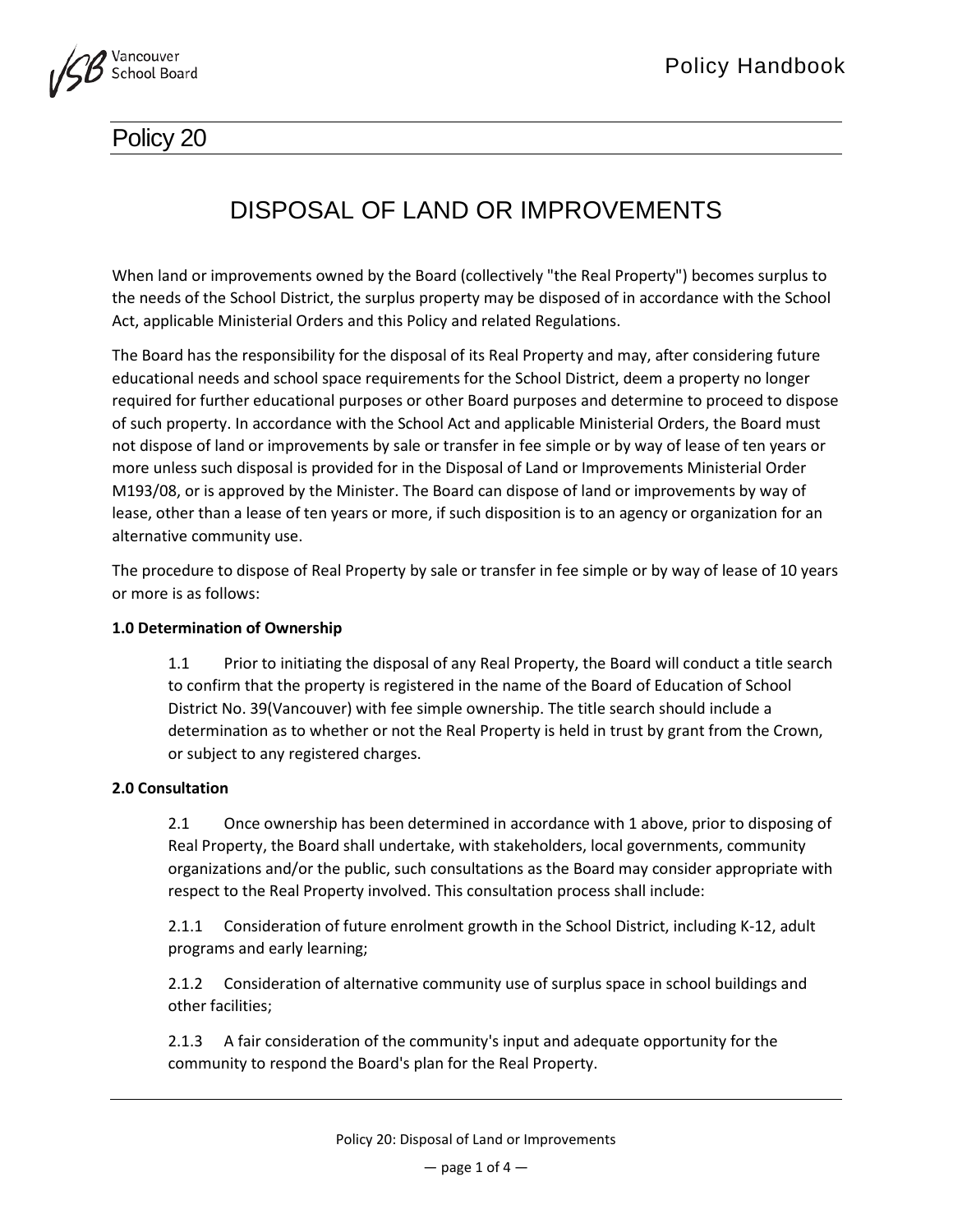# Policy 20

## DISPOSAL OF LAND OR IMPROVEMENTS

When land or improvements owned by the Board (collectively "the Real Property") becomes surplus to the needs of the School District, the surplus property may be disposed of in accordance with the School Act, applicable Ministerial Orders and this Policy and related Regulations.

The Board has the responsibility for the disposal of its Real Property and may, after considering future educational needs and school space requirements for the School District, deem a property no longer required for further educational purposes or other Board purposes and determine to proceed to dispose of such property. In accordance with the School Act and applicable Ministerial Orders, the Board must not dispose of land or improvements by sale or transfer in fee simple or by way of lease of ten years or more unless such disposal is provided for in the Disposal of Land or Improvements Ministerial Order M193/08, or is approved by the Minister. The Board can dispose of land or improvements by way of lease, other than a lease of ten years or more, if such disposition is to an agency or organization for an alternative community use.

The procedure to dispose of Real Property by sale or transfer in fee simple or by way of lease of 10 years or more is as follows:

**1.0 Determination of Ownership**

1.1 Prior to initiating the disposal of any Real Property, the Board will conduct a title search to confirm that the property is registered in the name of the Board of Education of School District No. 39(Vancouver) with fee simple ownership. The title search should include a determination as to whether or not the Real Property is held in trust by grant from the Crown, or subject to any registered charges.

**2.0 Consultation**

2.1 Once ownership has been determined in accordance with 1 above, prior to disposing of Real Property, the Board shall undertake, with stakeholders, local governments, community organizations and/or the public, such consultations as the Board may consider appropriate with respect to the Real Property involved. This consultation process shall include:

2.1.1 Consideration of future enrolment growth in the School District, including K-12, adult programs and early learning;

2.1.2 Consideration of alternative community use of surplus space in school buildings and other facilities;

2.1.3 A fair consideration of the community's input and adequate opportunity for the community to respond the Board's plan for the Real Property.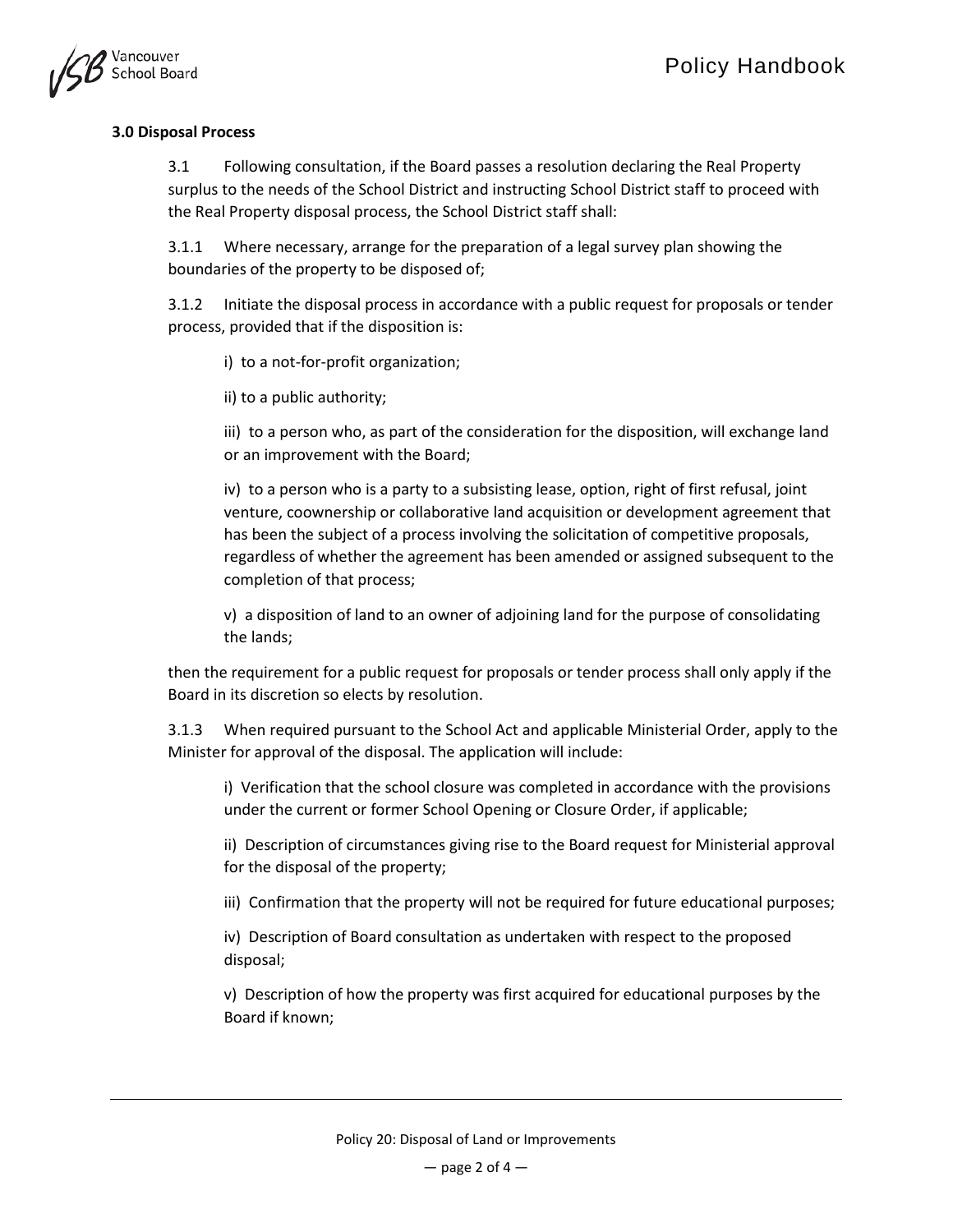**3.0 Disposal Process**

3.1 Following consultation, if the Board passes a resolution declaring the Real Property surplus to the needs of the School District and instructing School District staff to proceed with the Real Property disposal process, the School District staff shall:

3.1.1 Where necessary, arrange for the preparation of a legal survey plan showing the boundaries of the property to be disposed of;

3.1.2 Initiate the disposal process in accordance with a public request for proposals or tender process, provided that if the disposition is:

i) to a not-for-profit organization;

ii) to a public authority;

iii) to a person who, as part of the consideration for the disposition, will exchange land or an improvement with the Board;

iv) to a person who is a party to a subsisting lease, option, right of first refusal, joint venture, coownership or collaborative land acquisition or development agreement that has been the subject of a process involving the solicitation of competitive proposals, regardless of whether the agreement has been amended or assigned subsequent to the completion of that process;

v) a disposition of land to an owner of adjoining land for the purpose of consolidating the lands;

then the requirement for a public request for proposals or tender process shall only apply if the Board in its discretion so elects by resolution.

3.1.3 When required pursuant to the School Act and applicable Ministerial Order, apply to the Minister for approval of the disposal. The application will include:

i) Verification that the school closure was completed in accordance with the provisions under the current or former School Opening or Closure Order, if applicable;

ii) Description of circumstances giving rise to the Board request for Ministerial approval for the disposal of the property;

iii) Confirmation that the property will not be required for future educational purposes;

iv) Description of Board consultation as undertaken with respect to the proposed disposal;

v) Description of how the property was first acquired for educational purposes by the Board if known;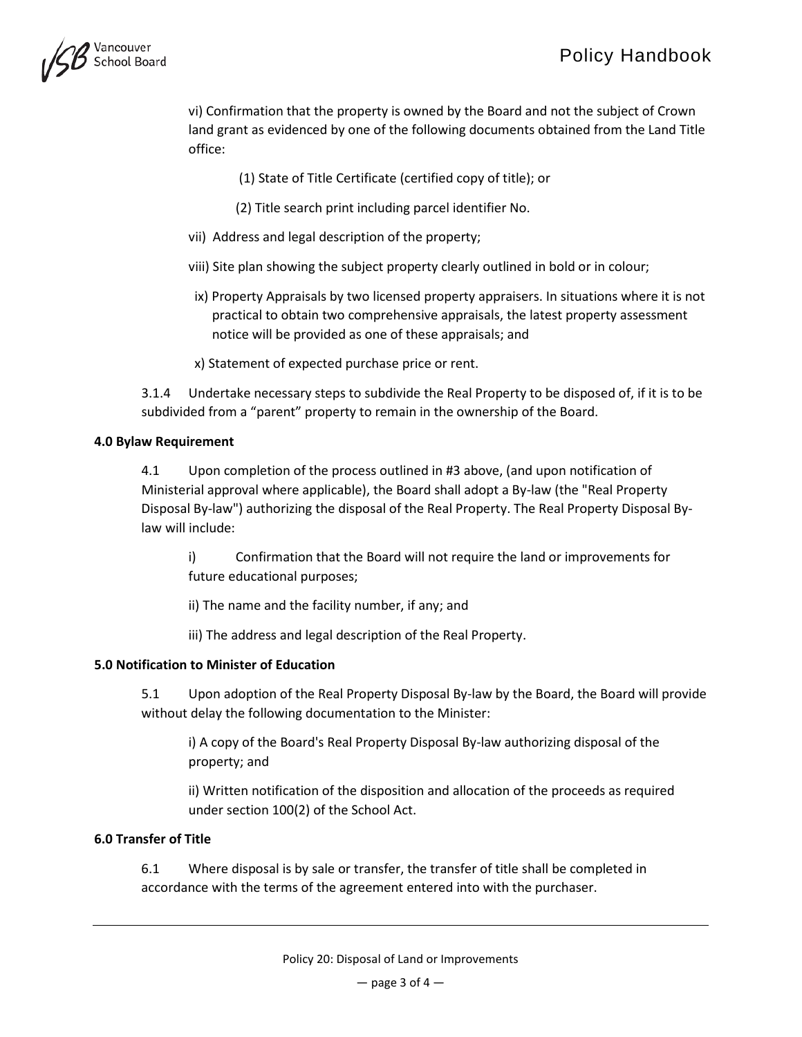vi) Confirmation that the property is owned by the Board and not the subject of Crown land grant as evidenced by one of the following documents obtained from the Land Title office:

(1) State of Title Certificate (certified copy of title); or

(2) Title search print including parcel identifier No.

vii) Address and legal description of the property;

viii) Site plan showing the subject property clearly outlined in bold or in colour;

ix) Property Appraisals by two licensed property appraisers. In situations where it is not practical to obtain two comprehensive appraisals, the latest property assessment notice will be provided as one of these appraisals; and

x) Statement of expected purchase price or rent.

3.1.4 Undertake necessary steps to subdivide the Real Property to be disposed of, if it is to be subdivided from a "parent" property to remain in the ownership of the Board.

**4.0 Bylaw Requirement**

4.1 Upon completion of the process outlined in #3 above, (and upon notification of Ministerial approval where applicable), the Board shall adopt a By-law (the "Real Property Disposal By-law") authorizing the disposal of the Real Property. The Real Property Disposal By-law will include:

i) Confirmation that the Board will not require the land or improvements for future educational purposes;

ii) The name and the facility number, if any; and

iii) The address and legal description of the Real Property.

**5.0 Notification to Minister of Education**

5.1 Upon adoption of the Real Property Disposal By-law by the Board, the Board will provide without delay the following documentation to the Minister:

i) A copy of the Board's Real Property Disposal By-law authorizing disposal of the property; and

ii) Written notification of the disposition and allocation of the proceeds as required under section 100(2) of the School Act.

**6.0 Transfer of Title**

6.1 Where disposal is by sale or transfer, the transfer of title shall be completed in accordance with the terms of the agreement entered into with the purchaser.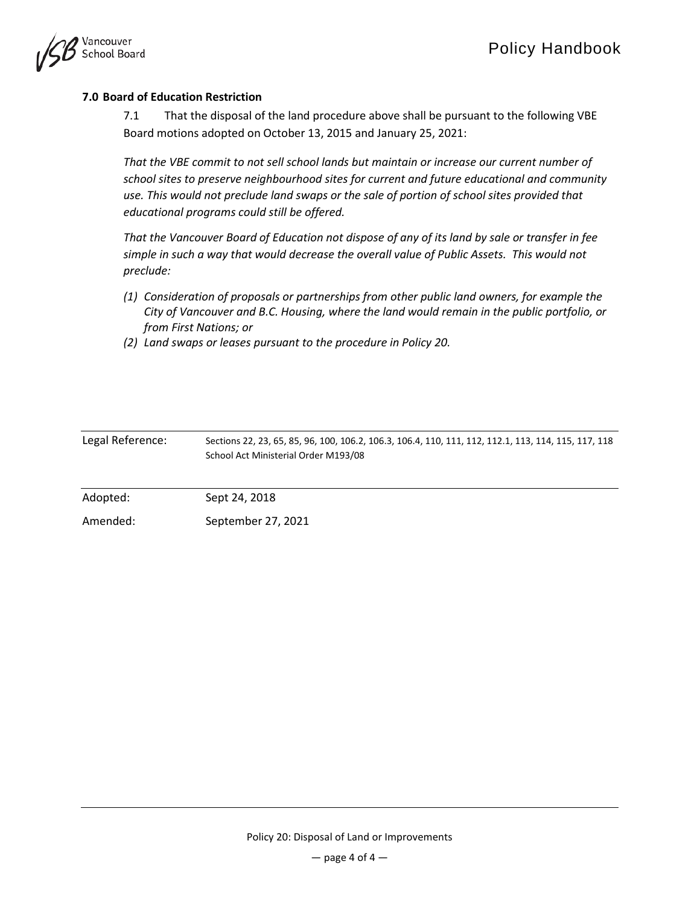### 7.0 Board of Education Restriction

7.1 That the disposal of the land procedure above shall be pursuant to the following VBE Board motions adopted on October 13, 2015 and January 25, 2021:

*That the VBE commit to not sell school lands but maintain or increase our current number of school sites to preserve neighbourhood sites for current and future educational and community use. This would not preclude land swaps or the sale of portion of school sites provided that educational programs could still be offered.*

*That the Vancouver Board of Education not dispose of any of its land by sale or transfer in fee simple in such a way that would decrease the overall value of Public Assets. This would not preclude:*

*(1) Consideration of proposals or partnerships from other public land owners, for example the City of Vancouver and B.C. Housing, where the land would remain in the public portfolio, or from First Nations; or*

*(2) Land swaps or leases pursuant to the procedure in Policy 20.*

| | |
|---|---|
| Legal Reference: | Sections 22, 23, 65, 85, 96, 100, 106.2, 106.3, 106.4, 110, 111, 112, 112.1, 113, 114, 115, 117, 118 School Act Ministerial Order M193/08 |
| Adopted: | Sept 24, 2018 |
| Amended: | September 27, 2021 |

Policy 20: Disposal of Land or Improvements